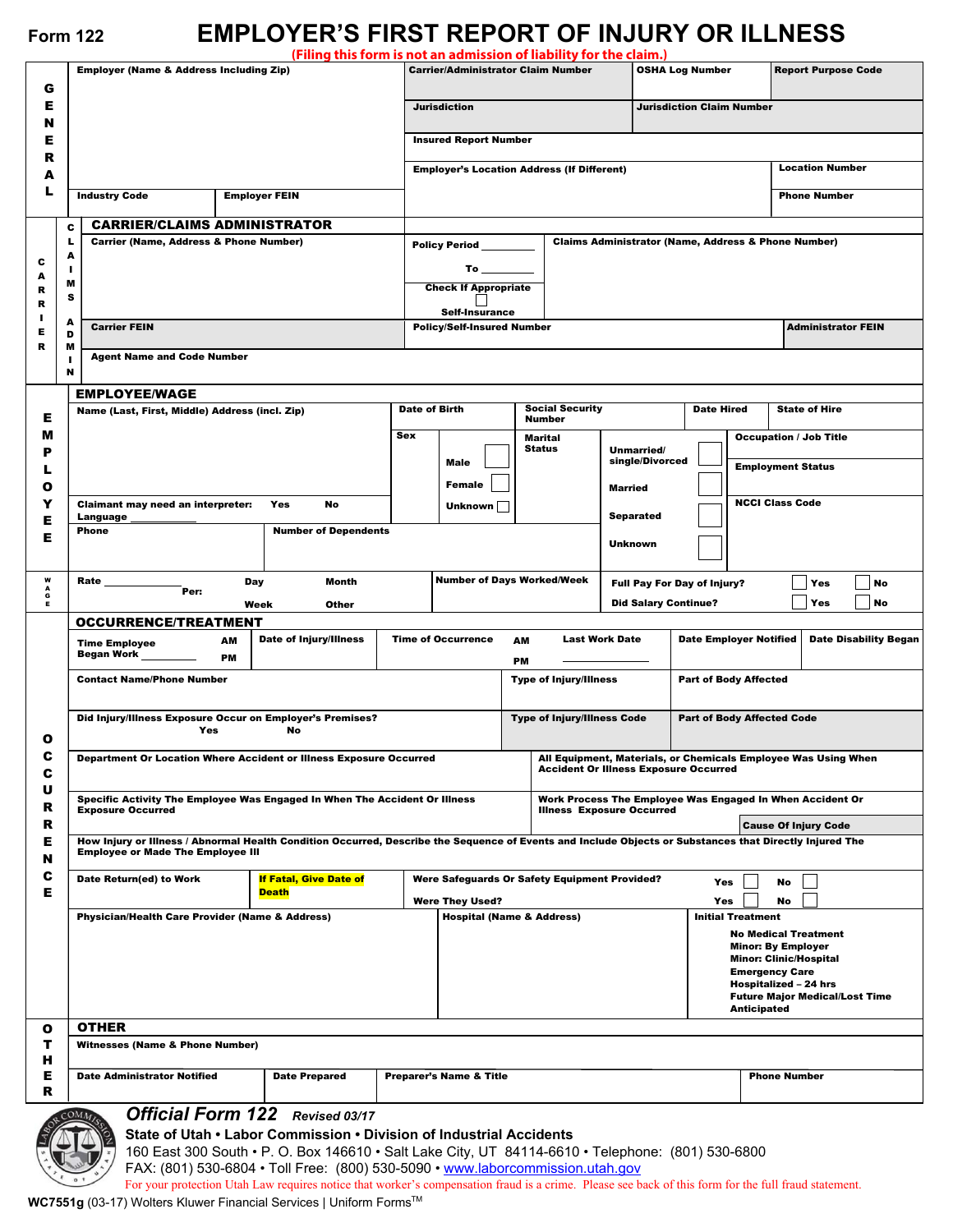# Form 122 EMPLOYER'S FIRST REPORT OF INJURY OR ILLNESS

(Filing this form is not an admission of liability for the claim.)

## GENERAL

| | | | |
|---|---|---|---|
| Employer (Name & Address Including Zip) | Carrier/Administrator Claim Number | OSHA Log Number | Report Purpose Code |
| | Jurisdiction | Jurisdiction Claim Number | |
| | Insured Report Number | | |
| | Employer's Location Address (If Different) | | Location Number |
| Industry Code / Employer FEIN | | | Phone Number |

## CARRIER/CLAIMS ADMINISTRATOR

| | | |
|---|---|---|
| Carrier (Name, Address & Phone Number) | Policy Period ________ To ________ | Claims Administrator (Name, Address & Phone Number) |
| | Check If Appropriate ☐ Self-Insurance | |
| Carrier FEIN | Policy/Self-Insured Number | Administrator FEIN |
| Agent Name and Code Number | | |

## EMPLOYEE/WAGE

| | | | | |
|---|---|---|---|---|
| Name (Last, First, Middle) Address (incl. Zip) | Date of Birth | Social Security Number | Date Hired | State of Hire |
| | Sex: Male ☐ Female ☐ Unknown ☐ | Marital Status: Unmarried/single/Divorced ☐ Married ☐ Separated ☐ Unknown ☐ | | Occupation / Job Title |
| | | | | Employment Status |
| Claimant may need an interpreter: Yes No Language ________ | | | | NCCI Class Code |
| Phone | Number of Dependents | | | |

| | | | |
|---|---|---|---|
| Rate ________ Per: Day Month Week Other | Number of Days Worked/Week | Full Pay For Day of Injury? ☐ Yes ☐ No | Did Salary Continue? ☐ Yes ☐ No |

## OCCURRENCE/TREATMENT

| | | | | | |
|---|---|---|---|---|---|
| Time Employee Began Work ________ AM PM | Date of Injury/Illness | Time of Occurrence AM PM | Last Work Date | Date Employer Notified | Date Disability Began |

| | | |
|---|---|---|
| Contact Name/Phone Number | Type of Injury/Illness | Part of Body Affected |
| Did Injury/Illness Exposure Occur on Employer's Premises? Yes No | Type of Injury/Illness Code | Part of Body Affected Code |

| | |
|---|---|
| Department Or Location Where Accident or Illness Exposure Occurred | All Equipment, Materials, or Chemicals Employee Was Using When Accident Or Illness Exposure Occurred |
| Specific Activity The Employee Was Engaged In When The Accident Or Illness Exposure Occurred | Work Process The Employee Was Engaged In When Accident Or Illness Exposure Occurred |
| | Cause Of Injury Code |

How Injury or Illness / Abnormal Health Condition Occurred, Describe the Sequence of Events and Include Objects or Substances that Directly Injured The Employee or Made The Employee Ill

| | | |
|---|---|---|
| Date Return(ed) to Work | If Fatal, Give Date of Death | Were Safeguards Or Safety Equipment Provided? Yes ☐ No ☐ Were They Used? Yes ☐ No ☐ |

| | | |
|---|---|---|
| Physician/Health Care Provider (Name & Address) | Hospital (Name & Address) | Initial Treatment: No Medical Treatment; Minor: By Employer; Minor: Clinic/Hospital; Emergency Care; Hospitalized – 24 hrs; Future Major Medical/Lost Time Anticipated |

## OTHER

Witnesses (Name & Phone Number)

| | | | |
|---|---|---|---|
| Date Administrator Notified | Date Prepared | Preparer's Name & Title | Phone Number |

***Official Form 122*** *Revised 03/17*

**State of Utah • Labor Commission • Division of Industrial Accidents**

160 East 300 South • P. O. Box 146610 • Salt Lake City, UT 84114-6610 • Telephone: (801) 530-6800
FAX: (801) 530-6804 • Toll Free: (800) 530-5090 • www.laborcommission.utah.gov

For your protection Utah Law requires notice that worker's compensation fraud is a crime. Please see back of this form for the full fraud statement.

WC7551g (03-17) Wolters Kluwer Financial Services | Uniform Forms™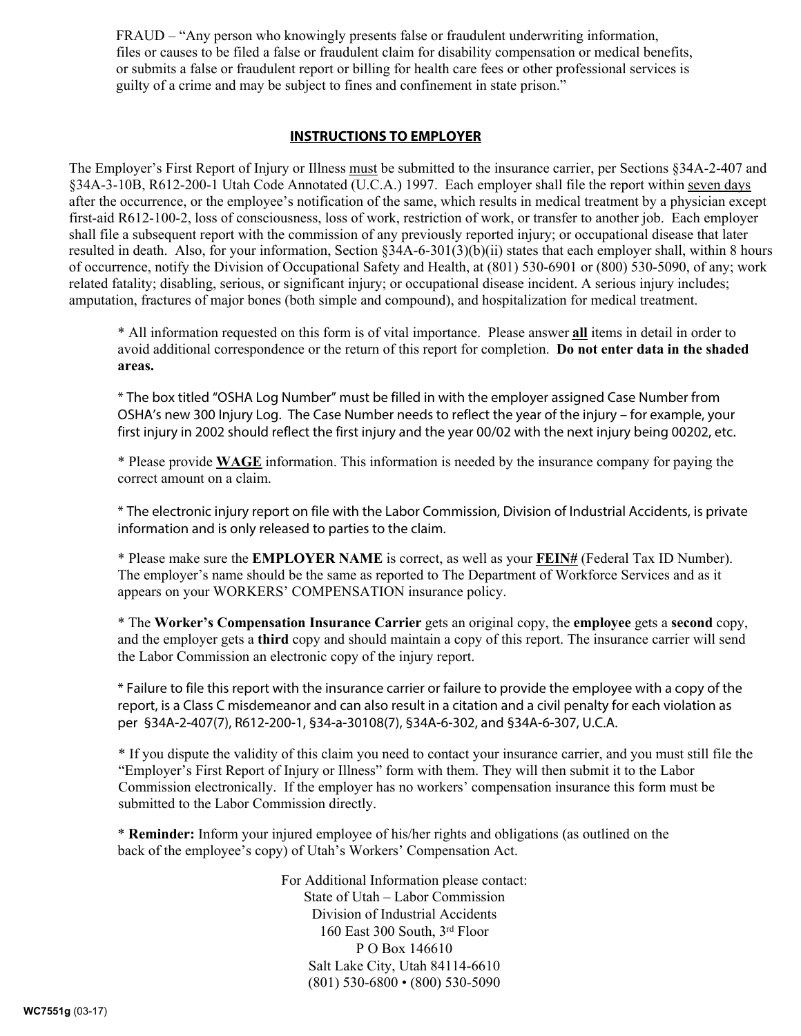FRAUD – "Any person who knowingly presents false or fraudulent underwriting information, files or causes to be filed a false or fraudulent claim for disability compensation or medical benefits, or submits a false or fraudulent report or billing for health care fees or other professional services is guilty of a crime and may be subject to fines and confinement in state prison."

## INSTRUCTIONS TO EMPLOYER

The Employer's First Report of Injury or Illness must be submitted to the insurance carrier, per Sections §34A-2-407 and §34A-3-10B, R612-200-1 Utah Code Annotated (U.C.A.) 1997. Each employer shall file the report within seven days after the occurrence, or the employee's notification of the same, which results in medical treatment by a physician except first-aid R612-100-2, loss of consciousness, loss of work, restriction of work, or transfer to another job. Each employer shall file a subsequent report with the commission of any previously reported injury; or occupational disease that later resulted in death. Also, for your information, Section §34A-6-301(3)(b)(ii) states that each employer shall, within 8 hours of occurrence, notify the Division of Occupational Safety and Health, at (801) 530-6901 or (800) 530-5090, of any; work related fatality; disabling, serious, or significant injury; or occupational disease incident. A serious injury includes; amputation, fractures of major bones (both simple and compound), and hospitalization for medical treatment.

* All information requested on this form is of vital importance. Please answer **all** items in detail in order to avoid additional correspondence or the return of this report for completion. **Do not enter data in the shaded areas.**

* The box titled "OSHA Log Number" must be filled in with the employer assigned Case Number from OSHA's new 300 Injury Log. The Case Number needs to reflect the year of the injury – for example, your first injury in 2002 should reflect the first injury and the year 00/02 with the next injury being 00202, etc.

* Please provide **WAGE** information. This information is needed by the insurance company for paying the correct amount on a claim.

* The electronic injury report on file with the Labor Commission, Division of Industrial Accidents, is private information and is only released to parties to the claim.

* Please make sure the **EMPLOYER NAME** is correct, as well as your **FEIN#** (Federal Tax ID Number). The employer's name should be the same as reported to The Department of Workforce Services and as it appears on your WORKERS' COMPENSATION insurance policy.

* The **Worker's Compensation Insurance Carrier** gets an original copy, the **employee** gets a **second** copy, and the employer gets a **third** copy and should maintain a copy of this report. The insurance carrier will send the Labor Commission an electronic copy of the injury report.

* Failure to file this report with the insurance carrier or failure to provide the employee with a copy of the report, is a Class C misdemeanor and can also result in a citation and a civil penalty for each violation as per §34A-2-407(7), R612-200-1, §34-a-30108(7), §34A-6-302, and §34A-6-307, U.C.A.

* If you dispute the validity of this claim you need to contact your insurance carrier, and you must still file the "Employer's First Report of Injury or Illness" form with them. They will then submit it to the Labor Commission electronically. If the employer has no workers' compensation insurance this form must be submitted to the Labor Commission directly.

* **Reminder:** Inform your injured employee of his/her rights and obligations (as outlined on the back of the employee's copy) of Utah's Workers' Compensation Act.

For Additional Information please contact:
State of Utah – Labor Commission
Division of Industrial Accidents
160 East 300 South, 3rd Floor
P O Box 146610
Salt Lake City, Utah 84114-6610
(801) 530-6800 • (800) 530-5090

**WC7551g** (03-17)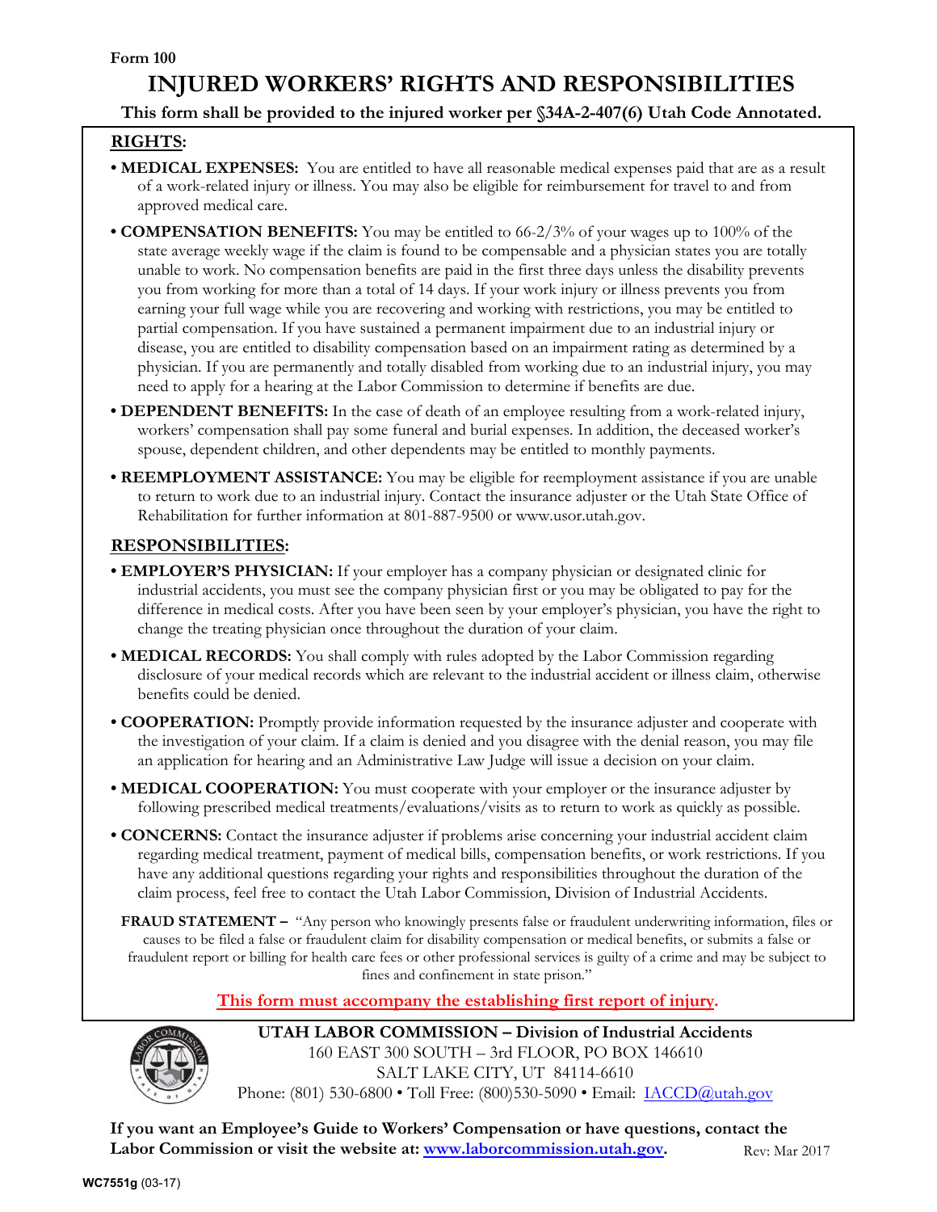Form 100

# INJURED WORKERS' RIGHTS AND RESPONSIBILITIES

**This form shall be provided to the injured worker per §34A-2-407(6) Utah Code Annotated.**

## RIGHTS:

- **MEDICAL EXPENSES:** You are entitled to have all reasonable medical expenses paid that are as a result of a work-related injury or illness. You may also be eligible for reimbursement for travel to and from approved medical care.
- **COMPENSATION BENEFITS:** You may be entitled to 66-2/3% of your wages up to 100% of the state average weekly wage if the claim is found to be compensable and a physician states you are totally unable to work. No compensation benefits are paid in the first three days unless the disability prevents you from working for more than a total of 14 days. If your work injury or illness prevents you from earning your full wage while you are recovering and working with restrictions, you may be entitled to partial compensation. If you have sustained a permanent impairment due to an industrial injury or disease, you are entitled to disability compensation based on an impairment rating as determined by a physician. If you are permanently and totally disabled from working due to an industrial injury, you may need to apply for a hearing at the Labor Commission to determine if benefits are due.
- **DEPENDENT BENEFITS:** In the case of death of an employee resulting from a work-related injury, workers' compensation shall pay some funeral and burial expenses. In addition, the deceased worker's spouse, dependent children, and other dependents may be entitled to monthly payments.
- **REEMPLOYMENT ASSISTANCE:** You may be eligible for reemployment assistance if you are unable to return to work due to an industrial injury. Contact the insurance adjuster or the Utah State Office of Rehabilitation for further information at 801-887-9500 or www.usor.utah.gov.

## RESPONSIBILITIES:

- **EMPLOYER'S PHYSICIAN:** If your employer has a company physician or designated clinic for industrial accidents, you must see the company physician first or you may be obligated to pay for the difference in medical costs. After you have been seen by your employer's physician, you have the right to change the treating physician once throughout the duration of your claim.
- **MEDICAL RECORDS:** You shall comply with rules adopted by the Labor Commission regarding disclosure of your medical records which are relevant to the industrial accident or illness claim, otherwise benefits could be denied.
- **COOPERATION:** Promptly provide information requested by the insurance adjuster and cooperate with the investigation of your claim. If a claim is denied and you disagree with the denial reason, you may file an application for hearing and an Administrative Law Judge will issue a decision on your claim.
- **MEDICAL COOPERATION:** You must cooperate with your employer or the insurance adjuster by following prescribed medical treatments/evaluations/visits as to return to work as quickly as possible.
- **CONCERNS:** Contact the insurance adjuster if problems arise concerning your industrial accident claim regarding medical treatment, payment of medical bills, compensation benefits, or work restrictions. If you have any additional questions regarding your rights and responsibilities throughout the duration of the claim process, feel free to contact the Utah Labor Commission, Division of Industrial Accidents.

**FRAUD STATEMENT –** "Any person who knowingly presents false or fraudulent underwriting information, files or causes to be filed a false or fraudulent claim for disability compensation or medical benefits, or submits a false or fraudulent report or billing for health care fees or other professional services is guilty of a crime and may be subject to fines and confinement in state prison."

**This form must accompany the establishing first report of injury.**

**UTAH LABOR COMMISSION – Division of Industrial Accidents**
160 EAST 300 SOUTH – 3rd FLOOR, PO BOX 146610
SALT LAKE CITY, UT 84114-6610
Phone: (801) 530-6800 • Toll Free: (800)530-5090 • Email: IACCD@utah.gov

**If you want an Employee's Guide to Workers' Compensation or have questions, contact the Labor Commission or visit the website at: www.laborcommission.utah.gov.** Rev: Mar 2017

**WC7551g** (03-17)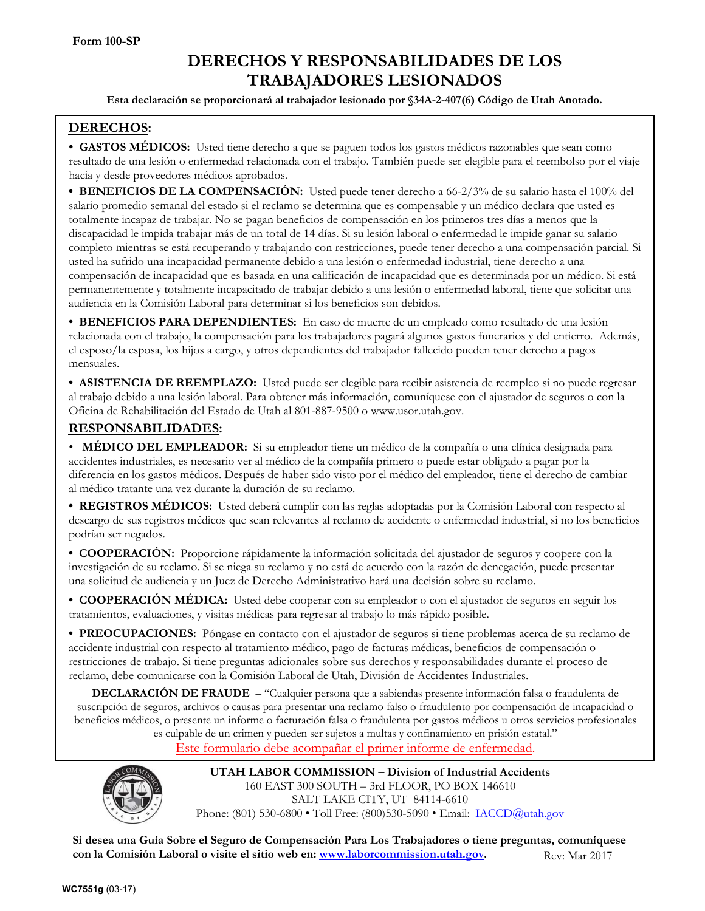**Form 100-SP**

# DERECHOS Y RESPONSABILIDADES DE LOS TRABAJADORES LESIONADOS

**Esta declaración se proporcionará al trabajador lesionado por §34A-2-407(6) Código de Utah Anotado.**

## DERECHOS:

- **GASTOS MÉDICOS:** Usted tiene derecho a que se paguen todos los gastos médicos razonables que sean como resultado de una lesión o enfermedad relacionada con el trabajo. También puede ser elegible para el reembolso por el viaje hacia y desde proveedores médicos aprobados.
- **BENEFICIOS DE LA COMPENSACIÓN:** Usted puede tener derecho a 66-2/3% de su salario hasta el 100% del salario promedio semanal del estado si el reclamo se determina que es compensable y un médico declara que usted es totalmente incapaz de trabajar. No se pagan beneficios de compensación en los primeros tres días a menos que la discapacidad le impida trabajar más de un total de 14 días. Si su lesión laboral o enfermedad le impide ganar su salario completo mientras se está recuperando y trabajando con restricciones, puede tener derecho a una compensación parcial. Si usted ha sufrido una incapacidad permanente debido a una lesión o enfermedad industrial, tiene derecho a una compensación de incapacidad que es basada en una calificación de incapacidad que es determinada por un médico. Si está permanentemente y totalmente incapacitado de trabajar debido a una lesión o enfermedad laboral, tiene que solicitar una audiencia en la Comisión Laboral para determinar si los beneficios son debidos.
- **BENEFICIOS PARA DEPENDIENTES:** En caso de muerte de un empleado como resultado de una lesión relacionada con el trabajo, la compensación para los trabajadores pagará algunos gastos funerarios y del entierro. Además, el esposo/la esposa, los hijos a cargo, y otros dependientes del trabajador fallecido pueden tener derecho a pagos mensuales.
- **ASISTENCIA DE REEMPLAZO:** Usted puede ser elegible para recibir asistencia de reempleo si no puede regresar al trabajo debido a una lesión laboral. Para obtener más información, comuníquese con el ajustador de seguros o con la Oficina de Rehabilitación del Estado de Utah al 801-887-9500 o www.usor.utah.gov.

## RESPONSABILIDADES:

- **MÉDICO DEL EMPLEADOR:** Si su empleador tiene un médico de la compañía o una clínica designada para accidentes industriales, es necesario ver al médico de la compañía primero o puede estar obligado a pagar por la diferencia en los gastos médicos. Después de haber sido visto por el médico del empleador, tiene el derecho de cambiar al médico tratante una vez durante la duración de su reclamo.
- **REGISTROS MÉDICOS:** Usted deberá cumplir con las reglas adoptadas por la Comisión Laboral con respecto al descargo de sus registros médicos que sean relevantes al reclamo de accidente o enfermedad industrial, si no los beneficios podrían ser negados.
- **COOPERACIÓN:** Proporcione rápidamente la información solicitada del ajustador de seguros y coopere con la investigación de su reclamo. Si se niega su reclamo y no está de acuerdo con la razón de denegación, puede presentar una solicitud de audiencia y un Juez de Derecho Administrativo hará una decisión sobre su reclamo.
- **COOPERACIÓN MÉDICA:** Usted debe cooperar con su empleador o con el ajustador de seguros en seguir los tratamientos, evaluaciones, y visitas médicas para regresar al trabajo lo más rápido posible.
- **PREOCUPACIONES:** Póngase en contacto con el ajustador de seguros si tiene problemas acerca de su reclamo de accidente industrial con respecto al tratamiento médico, pago de facturas médicas, beneficios de compensación o restricciones de trabajo. Si tiene preguntas adicionales sobre sus derechos y responsabilidades durante el proceso de reclamo, debe comunicarse con la Comisión Laboral de Utah, División de Accidentes Industriales.

**DECLARACIÓN DE FRAUDE** – "Cualquier persona que a sabiendas presente información falsa o fraudulenta de suscripción de seguros, archivos o causas para presentar una reclamo falso o fraudulento por compensación de incapacidad o beneficios médicos, o presente un informe o facturación falsa o fraudulenta por gastos médicos u otros servicios profesionales es culpable de un crimen y pueden ser sujetos a multas y confinamiento en prisión estatal."

Este formulario debe acompañar el primer informe de enfermedad.

**UTAH LABOR COMMISSION – Division of Industrial Accidents**
160 EAST 300 SOUTH – 3rd FLOOR, PO BOX 146610
SALT LAKE CITY, UT 84114-6610
Phone: (801) 530-6800 • Toll Free: (800)530-5090 • Email: IACCD@utah.gov

**Si desea una Guía Sobre el Seguro de Compensación Para Los Trabajadores o tiene preguntas, comuníquese con la Comisión Laboral o visite el sitio web en: www.laborcommission.utah.gov.** Rev: Mar 2017

**WC7551g** (03-17)